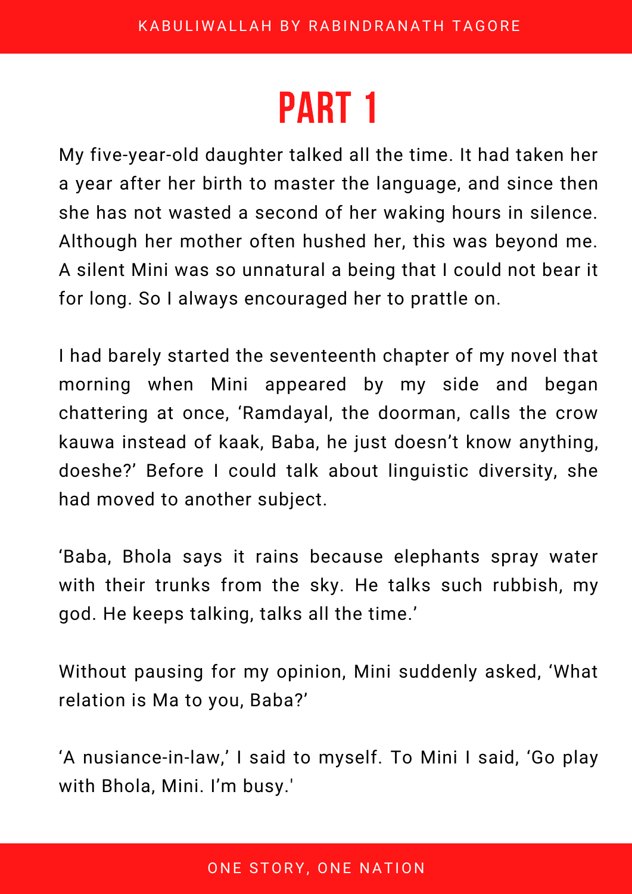# PART 1

My five-year-old daughter talked all the time. It had taken her a year after her birth to master the language, and since then she has not wasted a second of her waking hours in silence. Although her mother often hushed her, this was beyond me. A silent Mini was so unnatural a being that I could not bear it for long. So I always encouraged her to prattle on.

I had barely started the seventeenth chapter of my novel that morning when Mini appeared by my side and began chattering at once, 'Ramdayal, the doorman, calls the crow kauwa instead of kaak, Baba, he just doesn't know anything, doeshe?' Before I could talk about linguistic diversity, she had moved to another subject.

'Baba, Bhola says it rains because elephants spray water with their trunks from the sky. He talks such rubbish, my god. He keeps talking, talks all the time.'

Without pausing for my opinion, Mini suddenly asked, 'What relation is Ma to you, Baba?'

'A nusiance-in-law,' I said to myself. To Mini I said, 'Go play with Bhola, Mini. I'm busy.'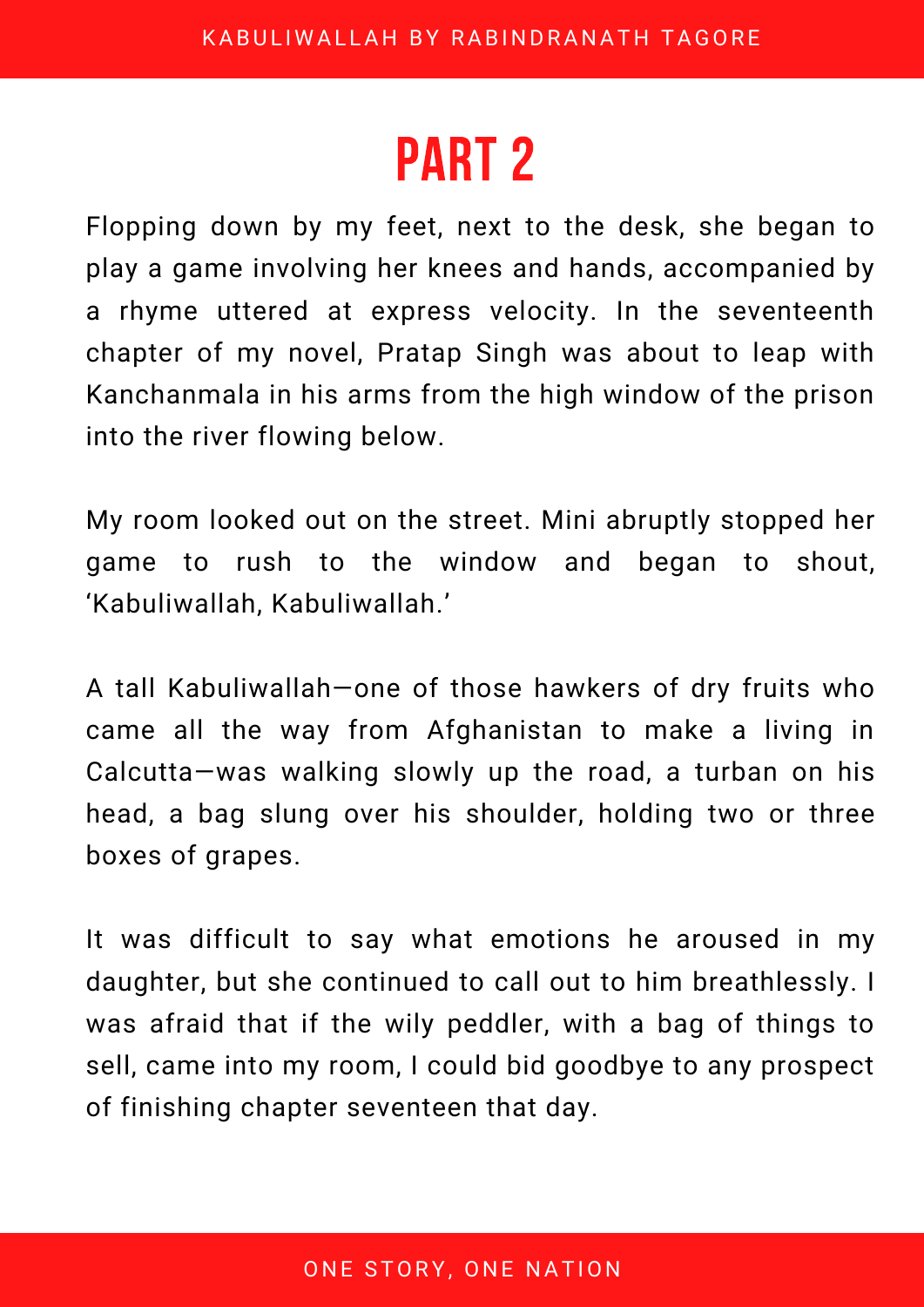# PART 2

Flopping down by my feet, next to the desk, she began to play a game involving her knees and hands, accompanied by a rhyme uttered at express velocity. In the seventeenth chapter of my novel, Pratap Singh was about to leap with Kanchanmala in his arms from the high window of the prison into the river flowing below.

My room looked out on the street. Mini abruptly stopped her game to rush to the window and began to shout, 'Kabuliwallah, Kabuliwallah.'

A tall Kabuliwallah—one of those hawkers of dry fruits who came all the way from Afghanistan to make a living in Calcutta—was walking slowly up the road, a turban on his head, a bag slung over his shoulder, holding two or three boxes of grapes.

It was difficult to say what emotions he aroused in my daughter, but she continued to call out to him breathlessly. I was afraid that if the wily peddler, with a bag of things to sell, came into my room, I could bid goodbye to any prospect of finishing chapter seventeen that day.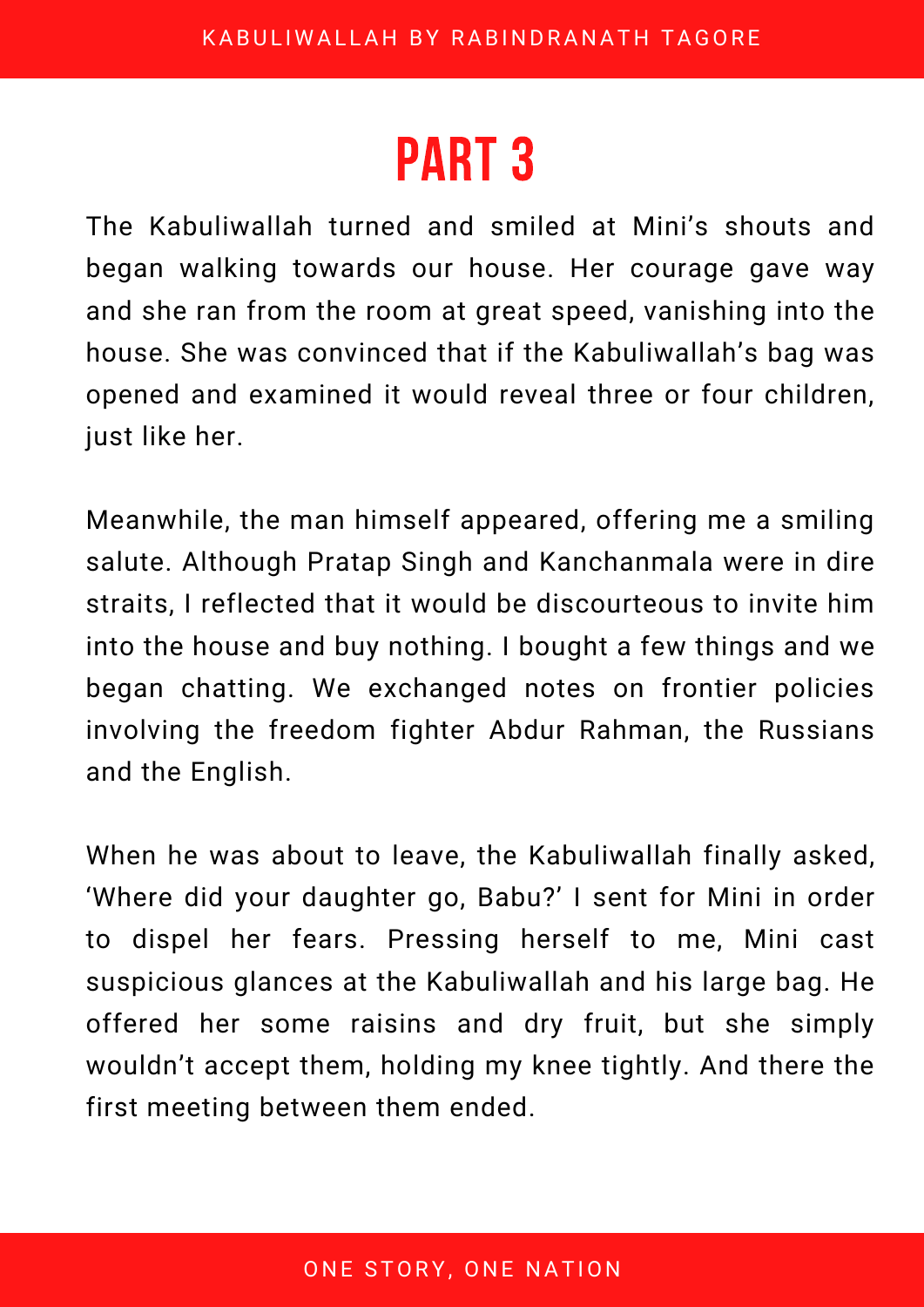# PART 3

The Kabuliwallah turned and smiled at Mini's shouts and began walking towards our house. Her courage gave way and she ran from the room at great speed, vanishing into the house. She was convinced that if the Kabuliwallah's bag was opened and examined it would reveal three or four children, just like her.

Meanwhile, the man himself appeared, offering me a smiling salute. Although Pratap Singh and Kanchanmala were in dire straits, I reflected that it would be discourteous to invite him into the house and buy nothing. I bought a few things and we began chatting. We exchanged notes on frontier policies involving the freedom fighter Abdur Rahman, the Russians and the English.

When he was about to leave, the Kabuliwallah finally asked, 'Where did your daughter go, Babu?' I sent for Mini in order to dispel her fears. Pressing herself to me, Mini cast suspicious glances at the Kabuliwallah and his large bag. He offered her some raisins and dry fruit, but she simply wouldn't accept them, holding my knee tightly. And there the first meeting between them ended.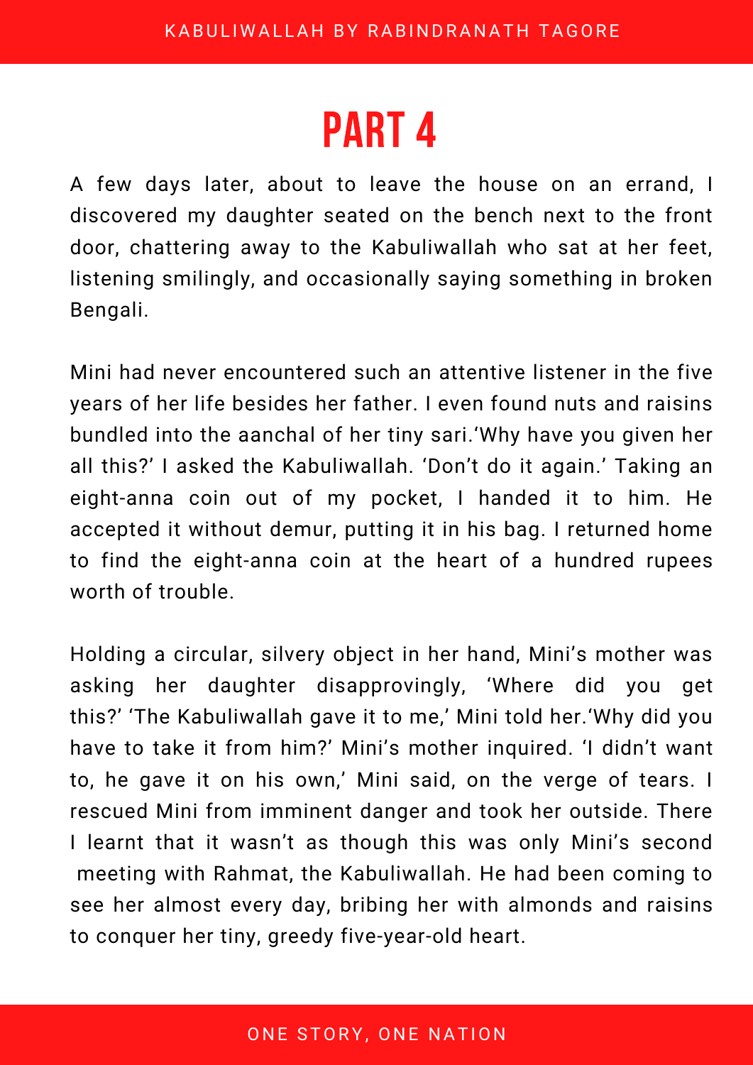# PART 4

A few days later, about to leave the house on an errand, I discovered my daughter seated on the bench next to the front door, chattering away to the Kabuliwallah who sat at her feet, listening smilingly, and occasionally saying something in broken Bengali.

Mini had never encountered such an attentive listener in the five years of her life besides her father. I even found nuts and raisins bundled into the aanchal of her tiny sari.'Why have you given her all this?' I asked the Kabuliwallah. 'Don't do it again.' Taking an eight-anna coin out of my pocket, I handed it to him. He accepted it without demur, putting it in his bag. I returned home to find the eight-anna coin at the heart of a hundred rupees worth of trouble.

Holding a circular, silvery object in her hand, Mini's mother was asking her daughter disapprovingly, 'Where did you get this?' 'The Kabuliwallah gave it to me,' Mini told her.'Why did you have to take it from him?' Mini's mother inquired. 'I didn't want to, he gave it on his own,' Mini said, on the verge of tears. I rescued Mini from imminent danger and took her outside. There I learnt that it wasn't as though this was only Mini's second meeting with Rahmat, the Kabuliwallah. He had been coming to see her almost every day, bribing her with almonds and raisins to conquer her tiny, greedy five-year-old heart.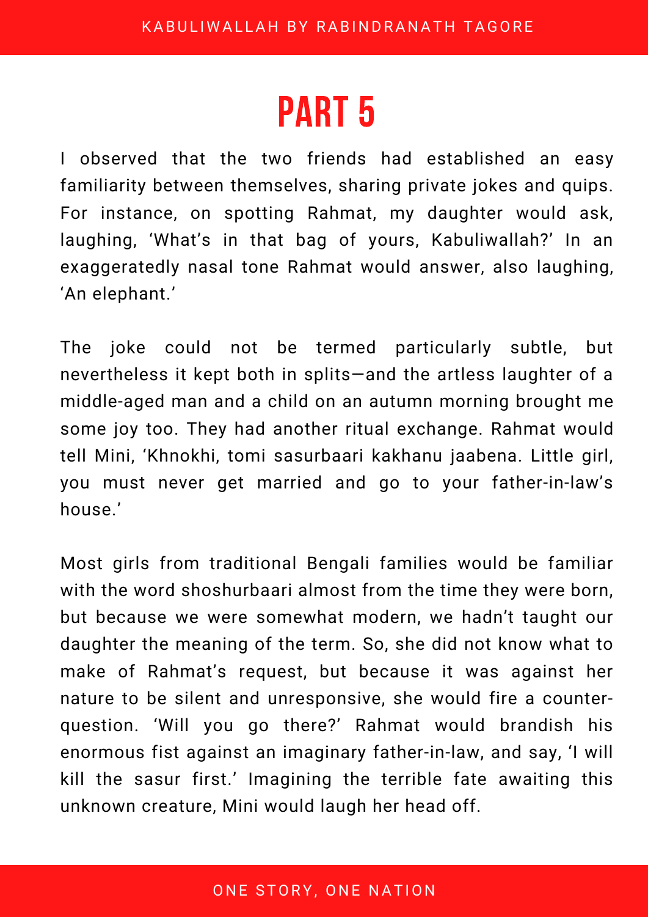# PART 5

I observed that the two friends had established an easy familiarity between themselves, sharing private jokes and quips. For instance, on spotting Rahmat, my daughter would ask, laughing, 'What's in that bag of yours, Kabuliwallah?' In an exaggeratedly nasal tone Rahmat would answer, also laughing, 'An elephant.'

The joke could not be termed particularly subtle, but nevertheless it kept both in splits—and the artless laughter of a middle-aged man and a child on an autumn morning brought me some joy too. They had another ritual exchange. Rahmat would tell Mini, 'Khnokhi, tomi sasurbaari kakhanu jaabena. Little girl, you must never get married and go to your father-in-law's house.'

Most girls from traditional Bengali families would be familiar with the word shoshurbaari almost from the time they were born, but because we were somewhat modern, we hadn't taught our daughter the meaning of the term. So, she did not know what to make of Rahmat's request, but because it was against her nature to be silent and unresponsive, she would fire a counter-question. 'Will you go there?' Rahmat would brandish his enormous fist against an imaginary father-in-law, and say, 'I will kill the sasur first.' Imagining the terrible fate awaiting this unknown creature, Mini would laugh her head off.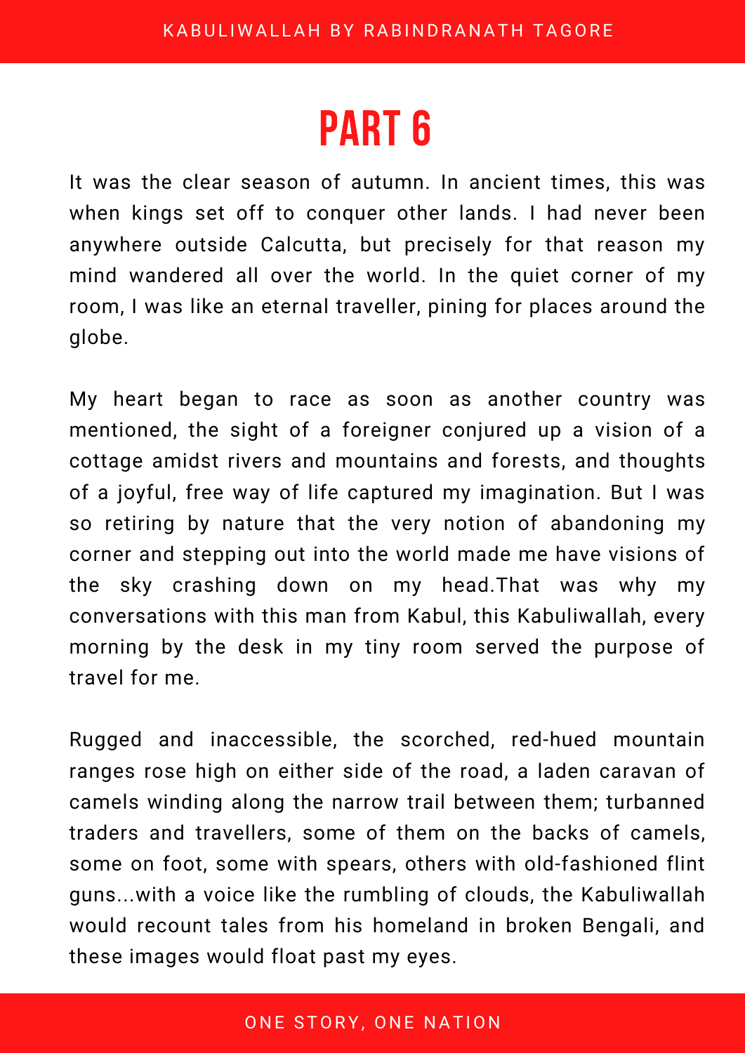# PART 6

It was the clear season of autumn. In ancient times, this was when kings set off to conquer other lands. I had never been anywhere outside Calcutta, but precisely for that reason my mind wandered all over the world. In the quiet corner of my room, I was like an eternal traveller, pining for places around the globe.

My heart began to race as soon as another country was mentioned, the sight of a foreigner conjured up a vision of a cottage amidst rivers and mountains and forests, and thoughts of a joyful, free way of life captured my imagination. But I was so retiring by nature that the very notion of abandoning my corner and stepping out into the world made me have visions of the sky crashing down on my head.That was why my conversations with this man from Kabul, this Kabuliwallah, every morning by the desk in my tiny room served the purpose of travel for me.

Rugged and inaccessible, the scorched, red-hued mountain ranges rose high on either side of the road, a laden caravan of camels winding along the narrow trail between them; turbanned traders and travellers, some of them on the backs of camels, some on foot, some with spears, others with old-fashioned flint guns...with a voice like the rumbling of clouds, the Kabuliwallah would recount tales from his homeland in broken Bengali, and these images would float past my eyes.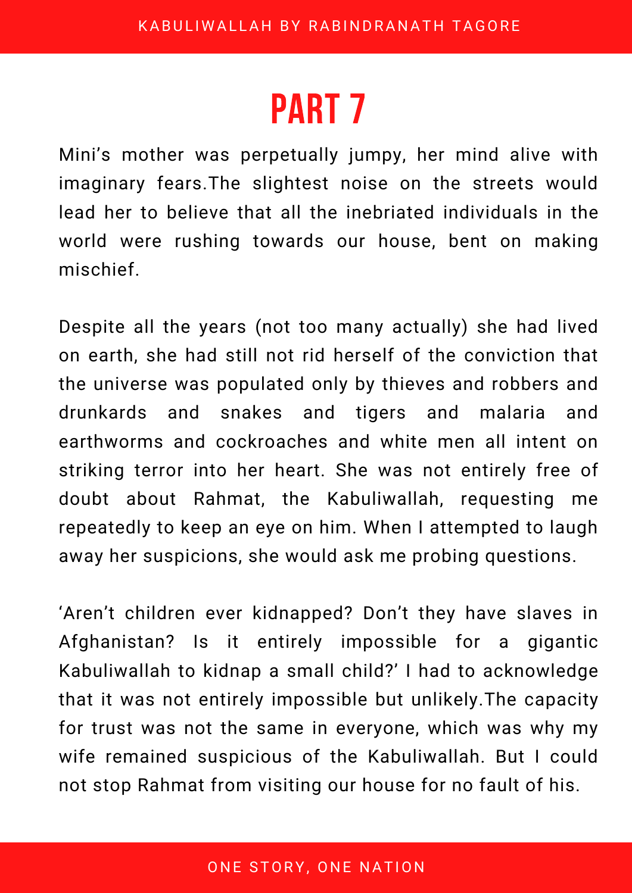# PART 7

Mini's mother was perpetually jumpy, her mind alive with imaginary fears.The slightest noise on the streets would lead her to believe that all the inebriated individuals in the world were rushing towards our house, bent on making mischief.

Despite all the years (not too many actually) she had lived on earth, she had still not rid herself of the conviction that the universe was populated only by thieves and robbers and drunkards and snakes and tigers and malaria and earthworms and cockroaches and white men all intent on striking terror into her heart. She was not entirely free of doubt about Rahmat, the Kabuliwallah, requesting me repeatedly to keep an eye on him. When I attempted to laugh away her suspicions, she would ask me probing questions.

'Aren't children ever kidnapped? Don't they have slaves in Afghanistan? Is it entirely impossible for a gigantic Kabuliwallah to kidnap a small child?' I had to acknowledge that it was not entirely impossible but unlikely.The capacity for trust was not the same in everyone, which was why my wife remained suspicious of the Kabuliwallah. But I could not stop Rahmat from visiting our house for no fault of his.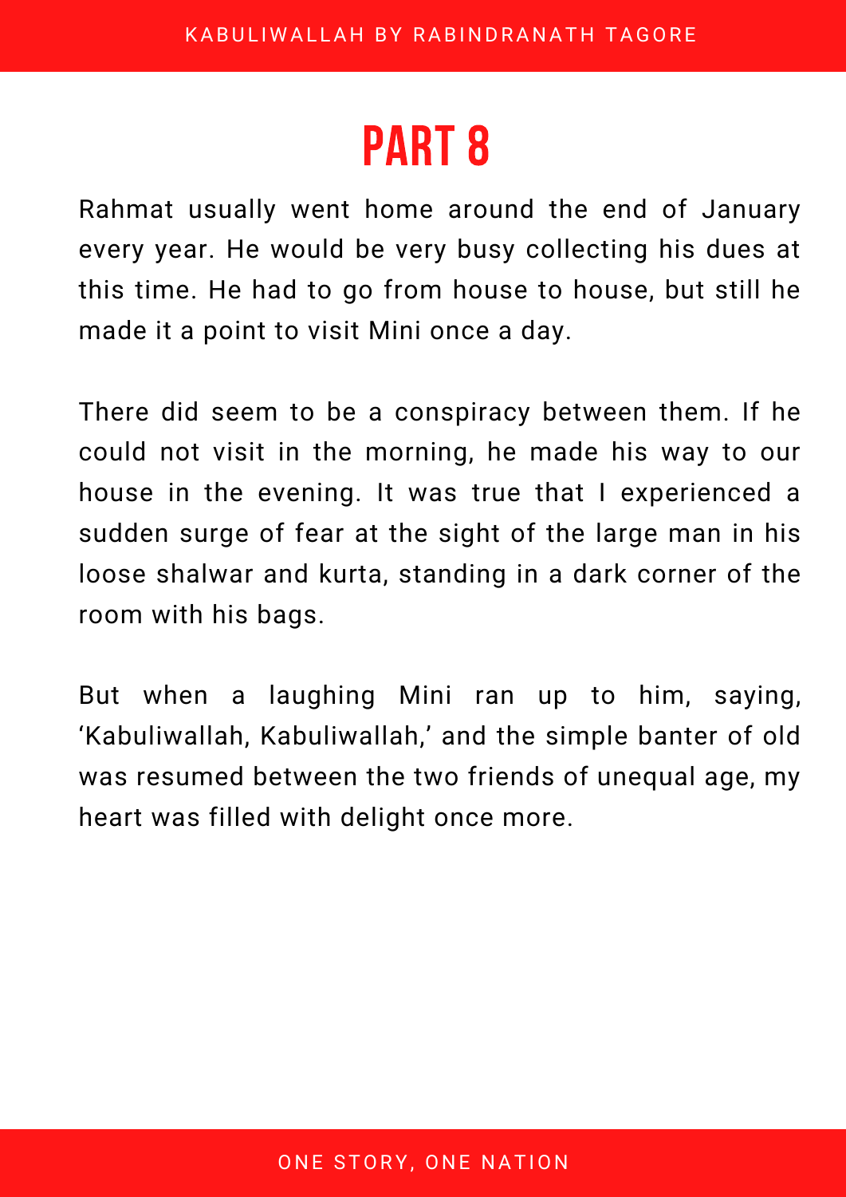# PART 8

Rahmat usually went home around the end of January every year. He would be very busy collecting his dues at this time. He had to go from house to house, but still he made it a point to visit Mini once a day.

There did seem to be a conspiracy between them. If he could not visit in the morning, he made his way to our house in the evening. It was true that I experienced a sudden surge of fear at the sight of the large man in his loose shalwar and kurta, standing in a dark corner of the room with his bags.

But when a laughing Mini ran up to him, saying, 'Kabuliwallah, Kabuliwallah,' and the simple banter of old was resumed between the two friends of unequal age, my heart was filled with delight once more.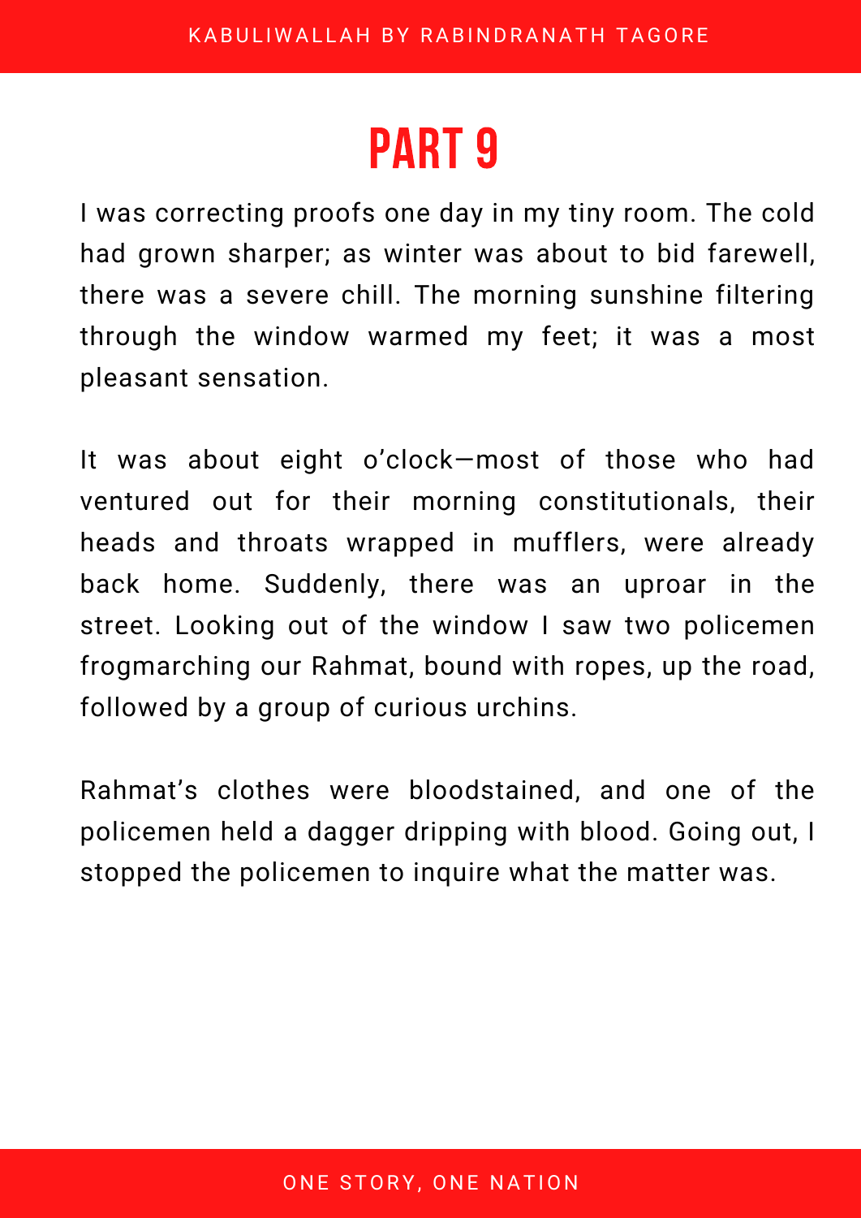# PART 9

I was correcting proofs one day in my tiny room. The cold had grown sharper; as winter was about to bid farewell, there was a severe chill. The morning sunshine filtering through the window warmed my feet; it was a most pleasant sensation.

It was about eight o'clock—most of those who had ventured out for their morning constitutionals, their heads and throats wrapped in mufflers, were already back home. Suddenly, there was an uproar in the street. Looking out of the window I saw two policemen frogmarching our Rahmat, bound with ropes, up the road, followed by a group of curious urchins.

Rahmat's clothes were bloodstained, and one of the policemen held a dagger dripping with blood. Going out, I stopped the policemen to inquire what the matter was.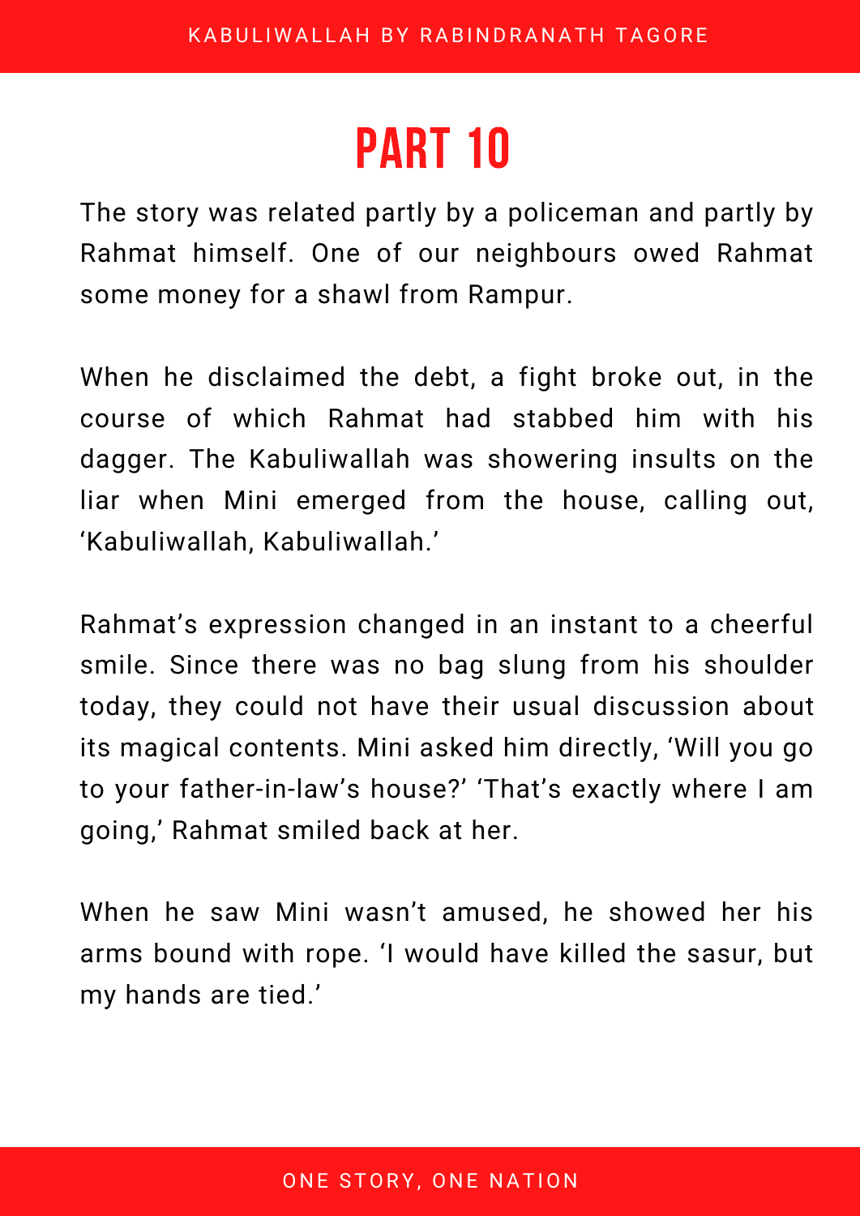# PART 10

The story was related partly by a policeman and partly by Rahmat himself. One of our neighbours owed Rahmat some money for a shawl from Rampur.

When he disclaimed the debt, a fight broke out, in the course of which Rahmat had stabbed him with his dagger. The Kabuliwallah was showering insults on the liar when Mini emerged from the house, calling out, ‘Kabuliwallah, Kabuliwallah.’

Rahmat’s expression changed in an instant to a cheerful smile. Since there was no bag slung from his shoulder today, they could not have their usual discussion about its magical contents. Mini asked him directly, ‘Will you go to your father-in-law’s house?’ ‘That’s exactly where I am going,’ Rahmat smiled back at her.

When he saw Mini wasn’t amused, he showed her his arms bound with rope. ‘I would have killed the sasur, but my hands are tied.’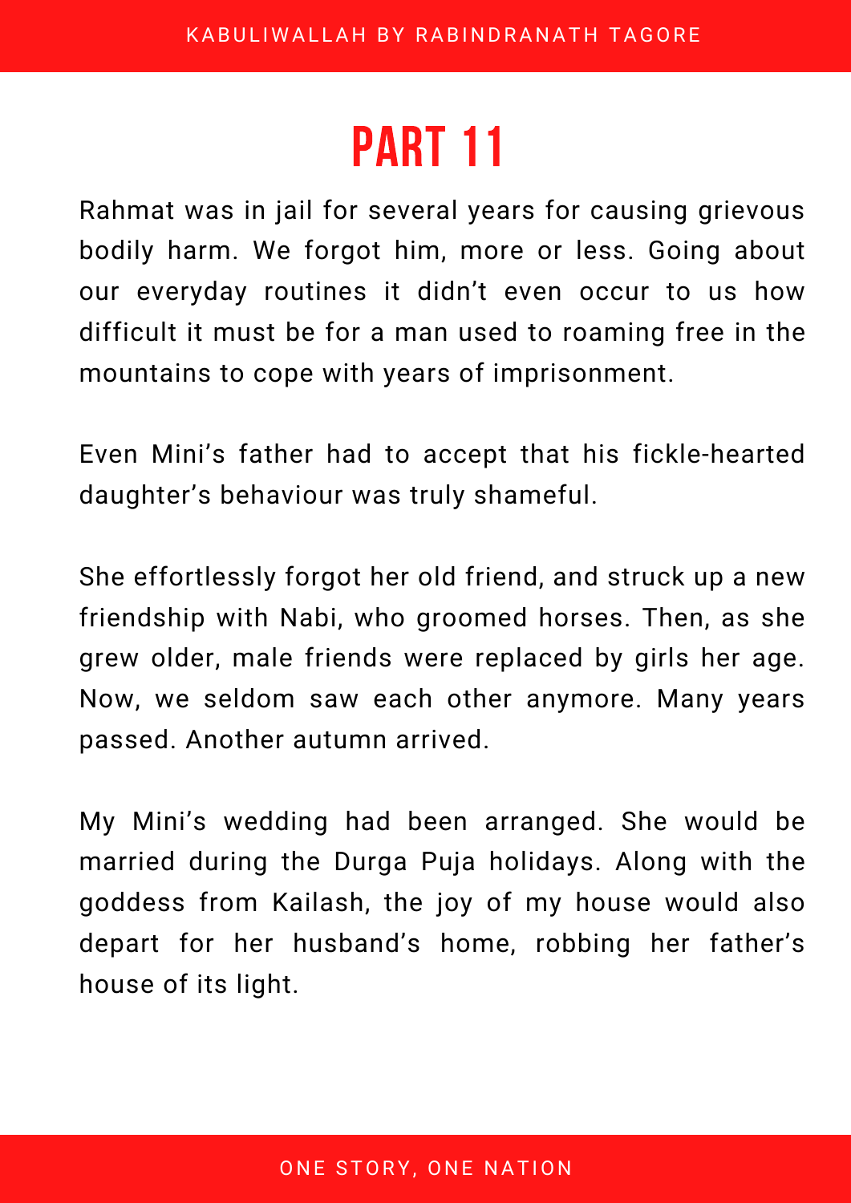# PART 11

Rahmat was in jail for several years for causing grievous bodily harm. We forgot him, more or less. Going about our everyday routines it didn't even occur to us how difficult it must be for a man used to roaming free in the mountains to cope with years of imprisonment.

Even Mini's father had to accept that his fickle-hearted daughter's behaviour was truly shameful.

She effortlessly forgot her old friend, and struck up a new friendship with Nabi, who groomed horses. Then, as she grew older, male friends were replaced by girls her age. Now, we seldom saw each other anymore. Many years passed. Another autumn arrived.

My Mini's wedding had been arranged. She would be married during the Durga Puja holidays. Along with the goddess from Kailash, the joy of my house would also depart for her husband's home, robbing her father's house of its light.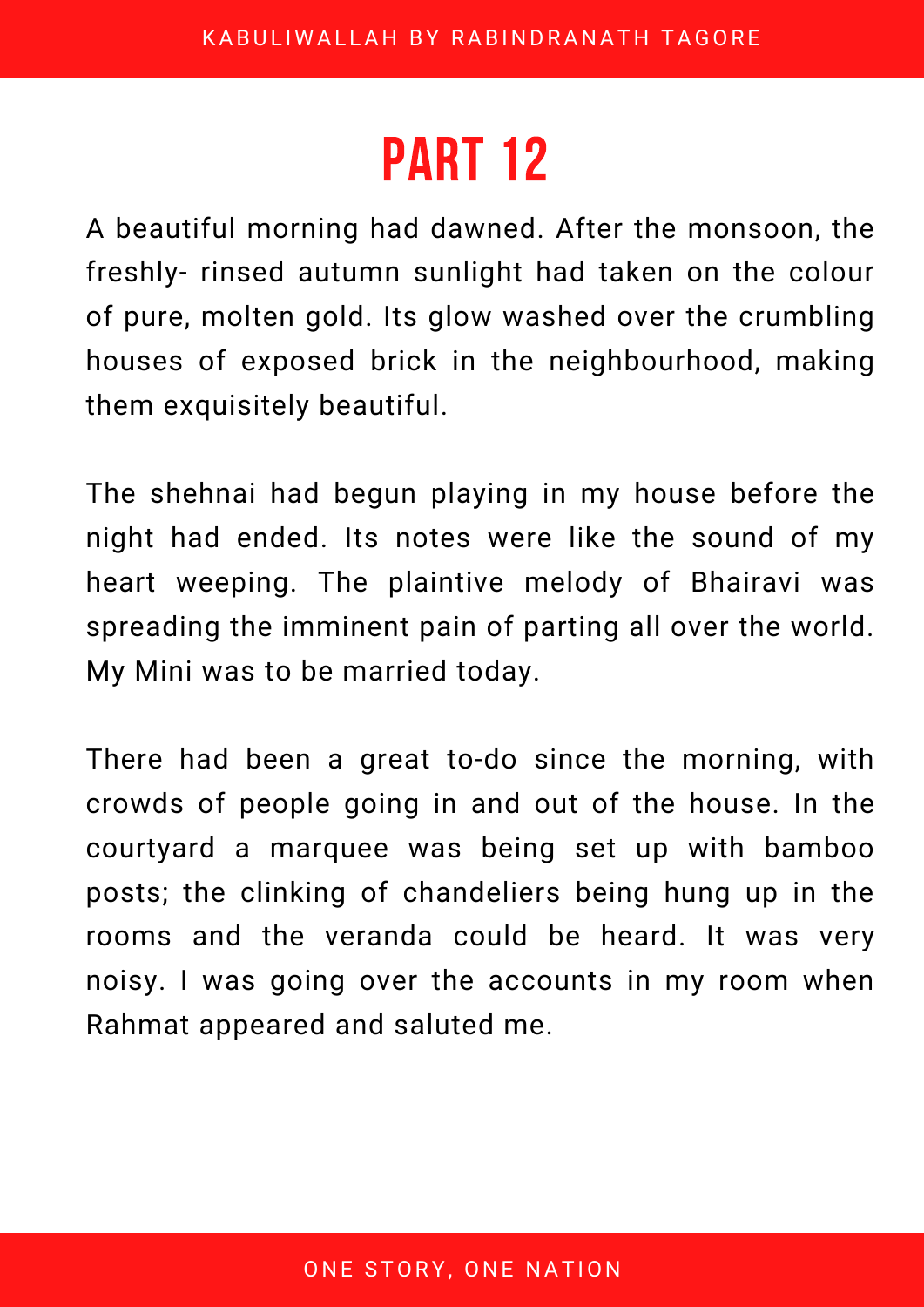# PART 12

A beautiful morning had dawned. After the monsoon, the freshly- rinsed autumn sunlight had taken on the colour of pure, molten gold. Its glow washed over the crumbling houses of exposed brick in the neighbourhood, making them exquisitely beautiful.

The shehnai had begun playing in my house before the night had ended. Its notes were like the sound of my heart weeping. The plaintive melody of Bhairavi was spreading the imminent pain of parting all over the world. My Mini was to be married today.

There had been a great to-do since the morning, with crowds of people going in and out of the house. In the courtyard a marquee was being set up with bamboo posts; the clinking of chandeliers being hung up in the rooms and the veranda could be heard. It was very noisy. I was going over the accounts in my room when Rahmat appeared and saluted me.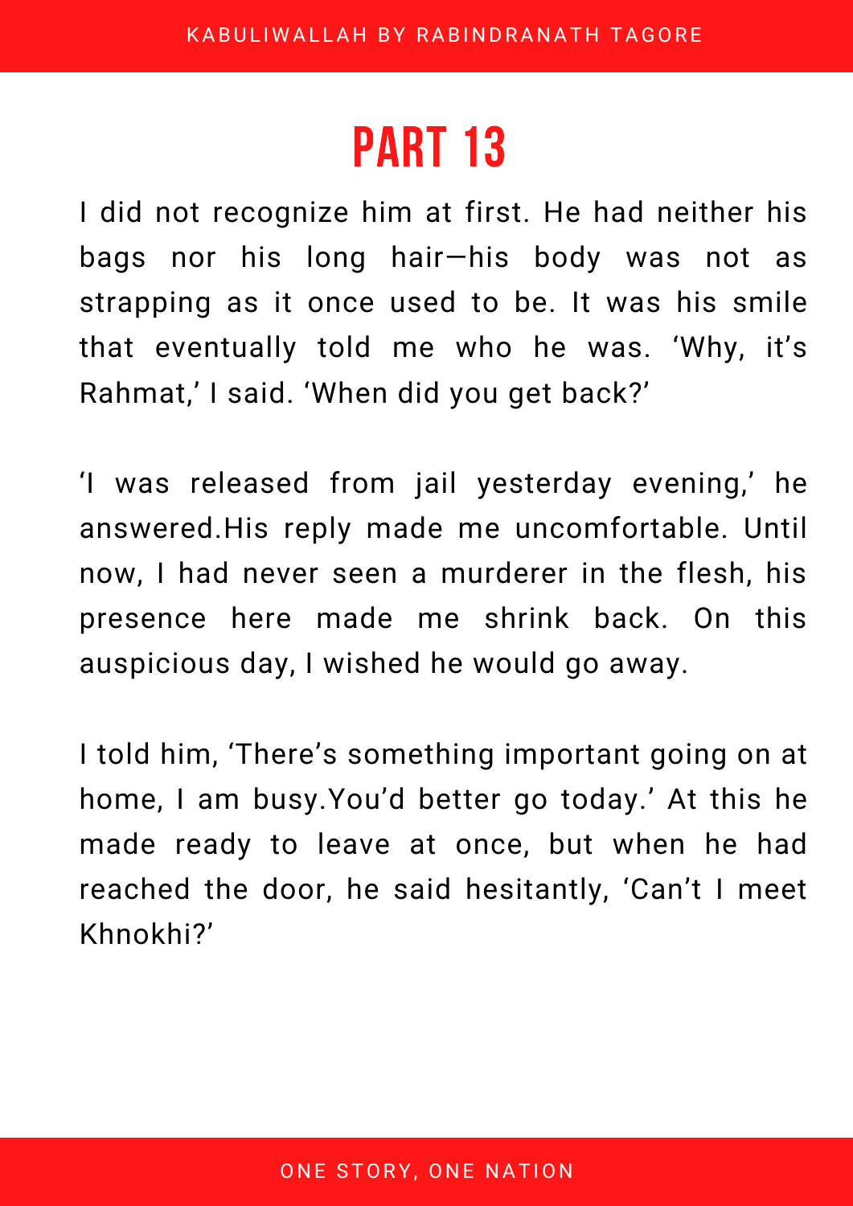# PART 13

I did not recognize him at first. He had neither his bags nor his long hair—his body was not as strapping as it once used to be. It was his smile that eventually told me who he was. 'Why, it's Rahmat,' I said. 'When did you get back?'

'I was released from jail yesterday evening,' he answered.His reply made me uncomfortable. Until now, I had never seen a murderer in the flesh, his presence here made me shrink back. On this auspicious day, I wished he would go away.

I told him, 'There's something important going on at home, I am busy.You'd better go today.' At this he made ready to leave at once, but when he had reached the door, he said hesitantly, 'Can't I meet Khnokhi?'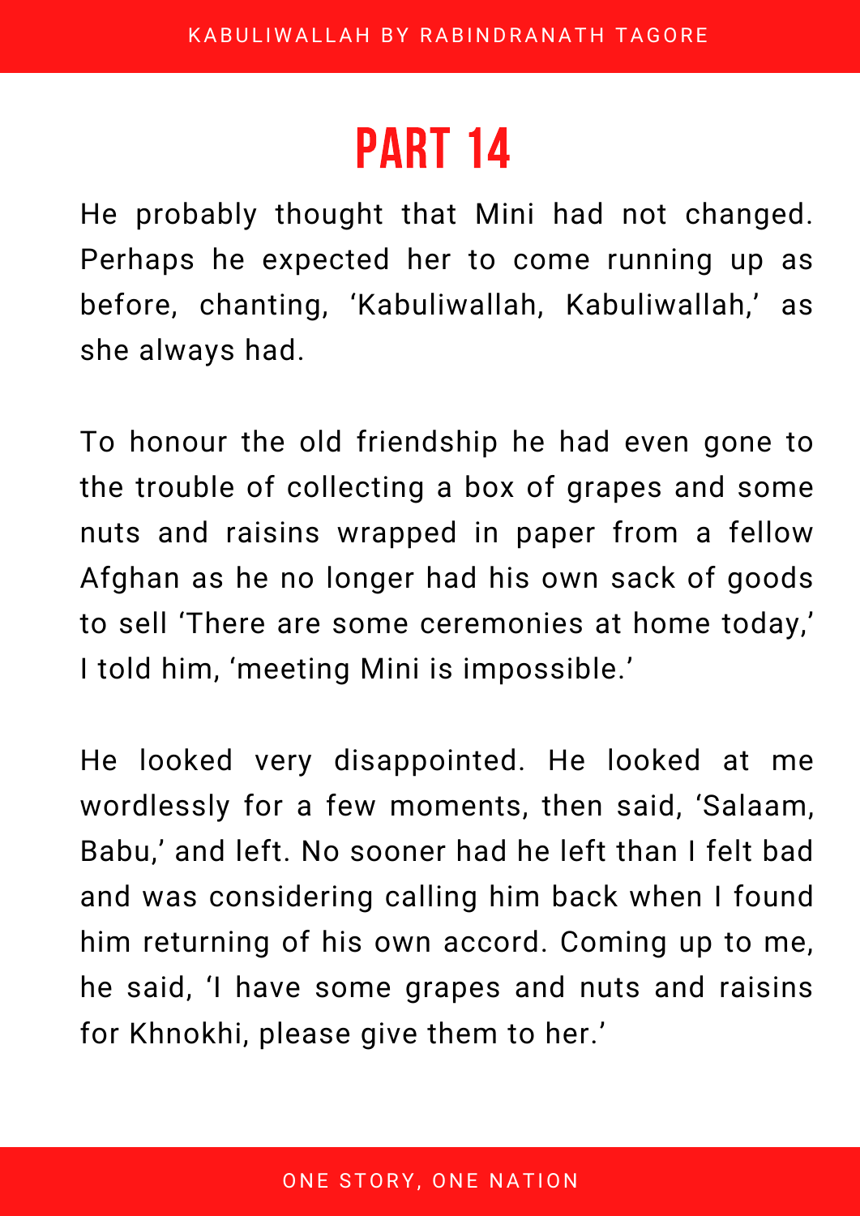# PART 14

He probably thought that Mini had not changed. Perhaps he expected her to come running up as before, chanting, ‘Kabuliwallah, Kabuliwallah,’ as she always had.

To honour the old friendship he had even gone to the trouble of collecting a box of grapes and some nuts and raisins wrapped in paper from a fellow Afghan as he no longer had his own sack of goods to sell ‘There are some ceremonies at home today,’ I told him, ‘meeting Mini is impossible.’

He looked very disappointed. He looked at me wordlessly for a few moments, then said, ‘Salaam, Babu,’ and left. No sooner had he left than I felt bad and was considering calling him back when I found him returning of his own accord. Coming up to me, he said, ‘I have some grapes and nuts and raisins for Khnokhi, please give them to her.’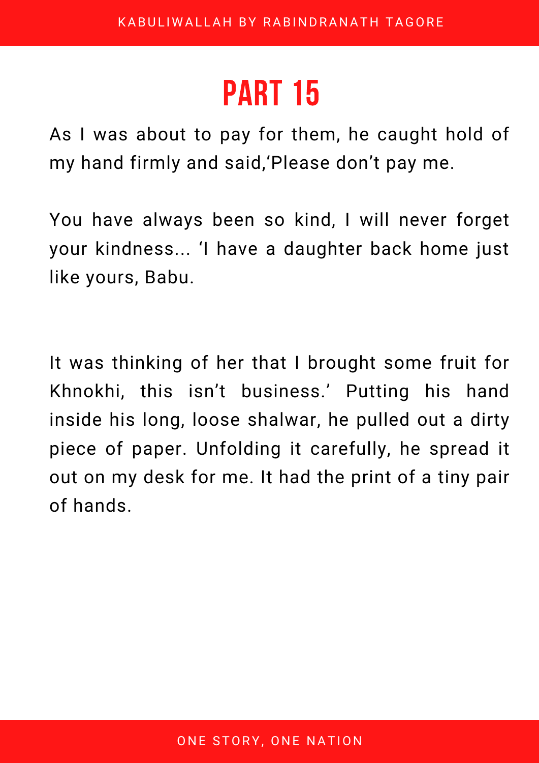# PART 15

As I was about to pay for them, he caught hold of my hand firmly and said,‘Please don’t pay me.

You have always been so kind, I will never forget your kindness... ‘I have a daughter back home just like yours, Babu.

It was thinking of her that I brought some fruit for Khnokhi, this isn’t business.’ Putting his hand inside his long, loose shalwar, he pulled out a dirty piece of paper. Unfolding it carefully, he spread it out on my desk for me. It had the print of a tiny pair of hands.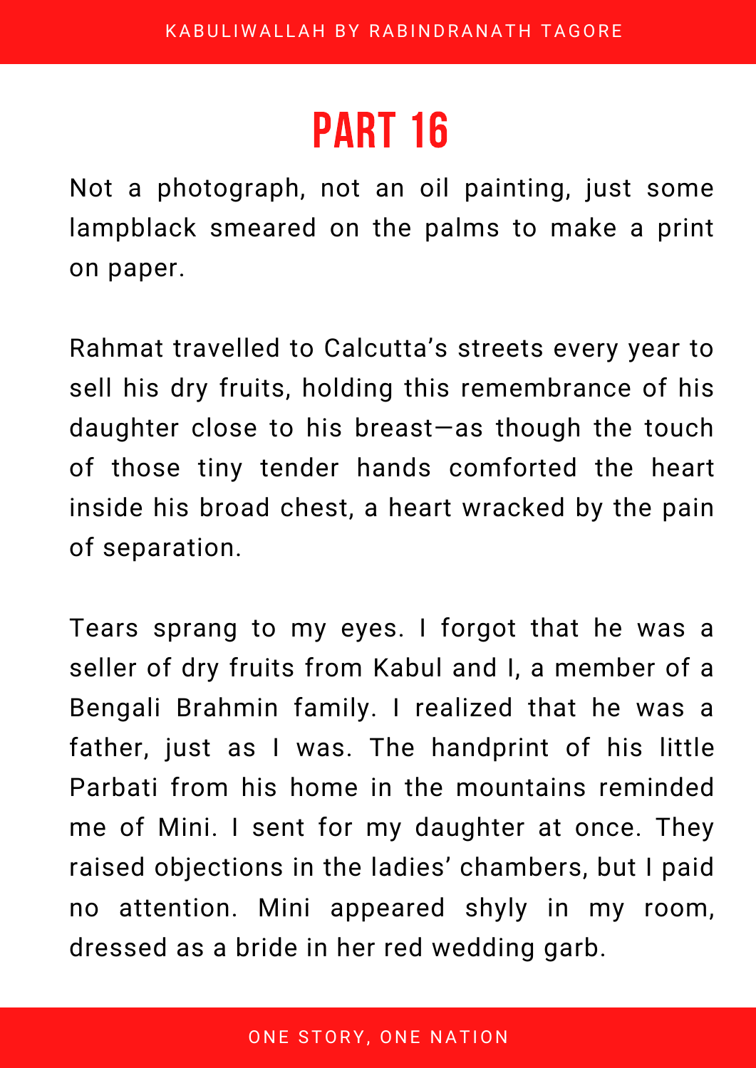# PART 16

Not a photograph, not an oil painting, just some lampblack smeared on the palms to make a print on paper.

Rahmat travelled to Calcutta's streets every year to sell his dry fruits, holding this remembrance of his daughter close to his breast—as though the touch of those tiny tender hands comforted the heart inside his broad chest, a heart wracked by the pain of separation.

Tears sprang to my eyes. I forgot that he was a seller of dry fruits from Kabul and I, a member of a Bengali Brahmin family. I realized that he was a father, just as I was. The handprint of his little Parbati from his home in the mountains reminded me of Mini. I sent for my daughter at once. They raised objections in the ladies' chambers, but I paid no attention. Mini appeared shyly in my room, dressed as a bride in her red wedding garb.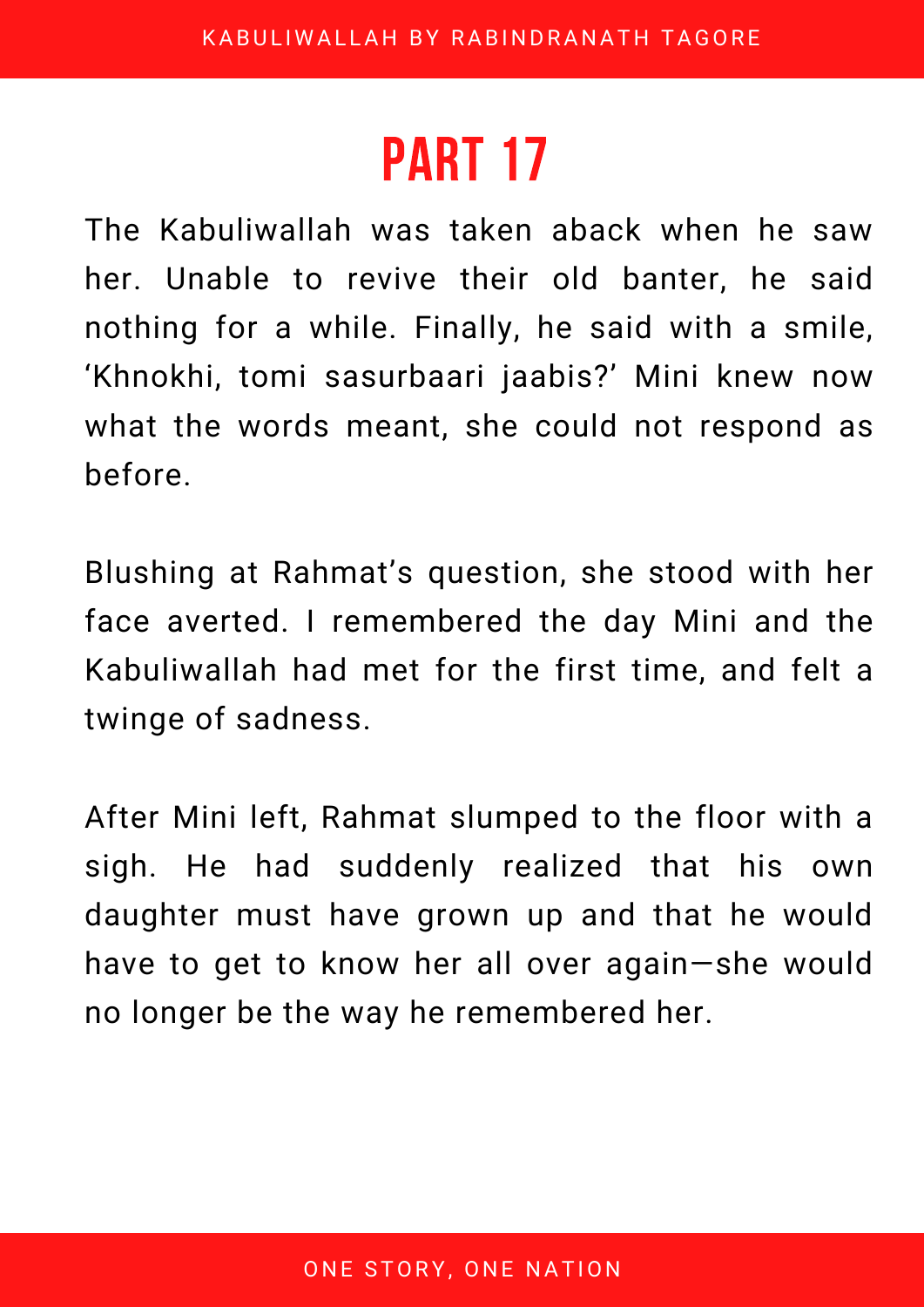# PART 17

The Kabuliwallah was taken aback when he saw her. Unable to revive their old banter, he said nothing for a while. Finally, he said with a smile, 'Khnokhi, tomi sasurbaari jaabis?' Mini knew now what the words meant, she could not respond as before.

Blushing at Rahmat's question, she stood with her face averted. I remembered the day Mini and the Kabuliwallah had met for the first time, and felt a twinge of sadness.

After Mini left, Rahmat slumped to the floor with a sigh. He had suddenly realized that his own daughter must have grown up and that he would have to get to know her all over again—she would no longer be the way he remembered her.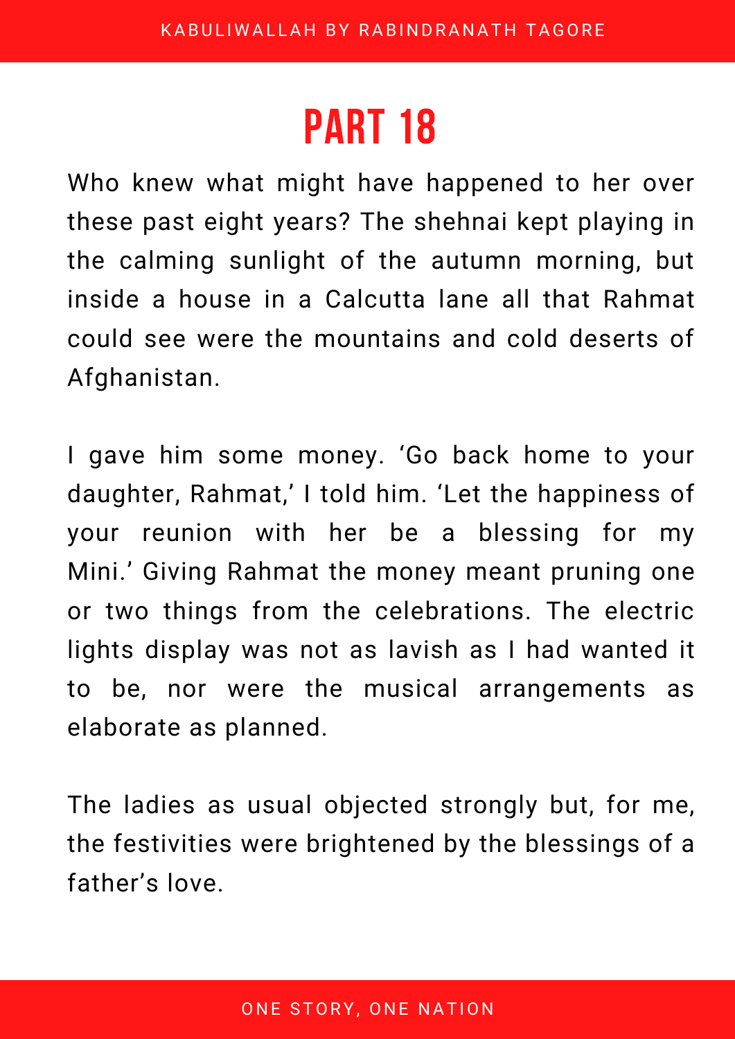# PART 18

Who knew what might have happened to her over these past eight years? The shehnai kept playing in the calming sunlight of the autumn morning, but inside a house in a Calcutta lane all that Rahmat could see were the mountains and cold deserts of Afghanistan.

I gave him some money. 'Go back home to your daughter, Rahmat,' I told him. 'Let the happiness of your reunion with her be a blessing for my Mini.' Giving Rahmat the money meant pruning one or two things from the celebrations. The electric lights display was not as lavish as I had wanted it to be, nor were the musical arrangements as elaborate as planned.

The ladies as usual objected strongly but, for me, the festivities were brightened by the blessings of a father's love.